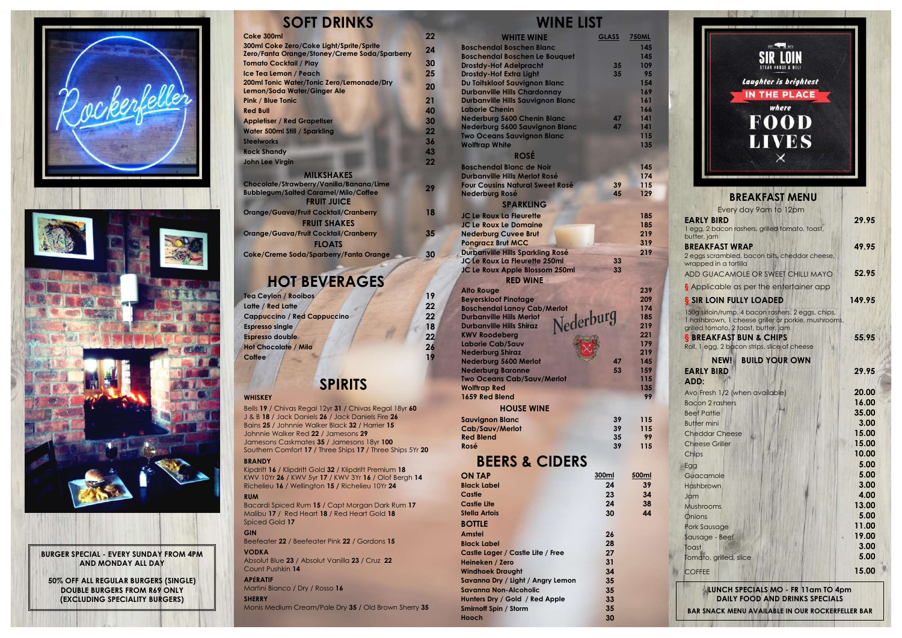Rockerfeller

BURGER SPECIAL - EVERY SUNDAY FROM 4PM AND MONDAY ALL DAY

50% OFF ALL REGULAR BURGERS (SINGLE)
DOUBLE BURGERS FROM R69 ONLY
(EXCLUDING SPECIALITY BURGERS)

# SOFT DRINKS

| Item | Price |
|---|---|
| Coke 300ml | 22 |
| 300ml Coke Zero/Coke Light/Sprite Zero/Fanta Orange/Stoney/Creme Soda/Sparberry | 24 |
| Tomato Cocktail / Play | 30 |
| Ice Tea Lemon / Peach | 25 |
| 200ml Tonic Water/Tonic Zero/Lemonade/Dry Lemon/Soda Water/Ginger Ale | 20 |
| Pink / Blue Tonic | 21 |
| Red Bull | 40 |
| Appletiser / Red Grapetiser | 30 |
| Water 500ml Still / Sparkling | 22 |
| Steelworks | 36 |
| Rock Shandy | 43 |
| John Lee Virgin | 22 |

## MILKSHAKES

| Item | Price |
|---|---|
| Chocolate/Strawberry/Vanilla/Banana/Lime Bubblegum/Salted Caramel/Milo/Coffee | 29 |

## FRUIT JUICE

| Item | Price |
|---|---|
| Orange/Guava/Fruit Cocktail/Cranberry | 18 |

## FRUIT SHAKES

| Item | Price |
|---|---|
| Orange/Guava/Fruit Cocktail/Cranberry | 35 |

## FLOATS

| Item | Price |
|---|---|
| Coke/Creme Soda/Sparberry/Fanta Orange | 30 |

# HOT BEVERAGES

| Item | Price |
|---|---|
| Tea Ceylon / Rooibos | 19 |
| Latte / Red Latte | 22 |
| Cappuccino / Red Cappuccino | 22 |
| Espresso single | 18 |
| Espresso double | 22 |
| Hot Chocolate / Milo | 26 |
| Coffee | 19 |

# SPIRITS

**WHISKEY**
Bells **19** / Chivas Regal 12yr **31** / Chivas Regal 18yr **60**
J & B **18** / Jack Daniels **26** / Jack Daniels Fire **26**
Bains **25** / Johnnie Walker Black **32** / Harrier **15**
Johnnie Walker Red **22** / Jamesons **29**
Jamesons Caskmates **35** / Jamesons 18yr **100**
Southern Comfort **17** / Three Ships **17** / Three Ships 5Yr **20**

**BRANDY**
Kipdrift **16** / Klipdrift Gold **32** / Klipdrift Premium **18**
KWV 10Yr **26** / KWV 5yr **17** / KWV 3Yr **16** / Olof Bergh **14**
Richelieu **16** / Wellington **15** / Richelieu 10Yr **24**

**RUM**
Bacardi Spiced Rum **15** / Capt Morgan Dark Rum **17**
Malibu **17** / Red Heart **18** / Red Heart Gold **18**
Spiced Gold **17**

**GIN**
Beefeater **22** / Beefeater Pink **22** / Gordons **15**

**VODKA**
Absolut Blue **23** / Absolut Vanilla **23** / Cruz **22**
Count Pushkin **14**

**APÉRATIF**
Martini Bianco / Dry / Rosso **16**

**SHERRY**
Monis Medium Cream/Pale Dry **35** / Old Brown Sherry **35**

# WINE LIST

| WHITE WINE | GLASS | 750ML |
|---|---|---|
| Boschendal Boschen Blanc | | 145 |
| Boschendal Boschen Le Bouquet | | 145 |
| Drostdy-Hof Adelpracht | 35 | 109 |
| Drostdy-Hof Extra Light | 35 | 95 |
| Du Toitskloof Sauvignon Blanc | | 154 |
| Durbanville Hills Chardonnay | | 169 |
| Durbanville Hills Sauvignon Blanc | | 161 |
| Laborie Chenin | | 166 |
| Nederburg 5600 Chenin Blanc | 47 | 141 |
| Nederburg 5600 Sauvignon Blanc | 47 | 141 |
| Two Oceans Sauvignon Blanc | | 115 |
| Wolftrap White | | 135 |
| **ROSÉ** | | |
| Boschendal Blanc de Noir | | 145 |
| Durbanville Hills Merlot Rosé | | 174 |
| Four Cousins Natural Sweet Rosé | 39 | 115 |
| Nederburg Rosé | 45 | 129 |
| **SPARKLING** | | |
| JC Le Roux La Fleurette | | 185 |
| JC Le Roux Le Domaine | | 185 |
| Nederburg Cuvee Brut | | 219 |
| Pongracz Brut MCC | | 319 |
| Durbanville Hills Sparkling Rosé | | 219 |
| JC Le Roux La Fleurette 250ml | 33 | |
| JC Le Roux Apple Blossom 250ml | 33 | |
| **RED WINE** | | |
| Alto Rouge | | 239 |
| Beyerskloof Pinotage | | 209 |
| Boschendal Lanoy Cab/Merlot | | 174 |
| Durbanville Hills Merlot | | 185 |
| Durbanville Hills Shiraz | | 219 |
| KWV Roodeberg | | 221 |
| Laborie Cab/Sauv | | 179 |
| Nederburg Shiraz | | 219 |
| Nederburg 5600 Merlot | 47 | 145 |
| Nederburg Baronne | 53 | 159 |
| Two Oceans Cab/Sauv/Merlot | | 115 |
| Wolftrap Red | | 135 |
| 1659 Red Blend | | 99 |
| **HOUSE WINE** | | |
| Sauvignon Blanc | 39 | 115 |
| Cab/Sauv/Merlot | 39 | 115 |
| Red Blend | 35 | 99 |
| Rosé | 39 | 115 |

Nederburg

# BEERS & CIDERS

| ON TAP | 300ml | 500ml |
|---|---|---|
| Black Label | 24 | 39 |
| Castle | 23 | 34 |
| Castle Lite | 24 | 38 |
| Stella Artois | 30 | 44 |

| BOTTLE | Price |
|---|---|
| Amstel | 26 |
| Black Label | 28 |
| Castle Lager / Castle Lite / Free | 27 |
| Heineken / Zero | 31 |
| Windhoek Draught | 34 |
| Savanna Dry / Light / Angry Lemon | 35 |
| Savanna Non-Alcoholic | 35 |
| Hunters Dry / Gold / Red Apple | 33 |
| Smirnoff Spin / Storm | 35 |
| Hooch | 30 |

SIR LOIN
STEAK HOUSE & DELI

Laughter is brightest IN THE PLACE where FOOD LIVES

# BREAKFAST MENU

Every day 9am to 12pm

| Item | Price |
|---|---|
| **EARLY BIRD**<br>1 egg, 2 bacon rashers, grilled tomato, toast, butter, jam | 29.95 |
| **BREAKFAST WRAP**<br>2 eggs scrambled, bacon bits, cheddar cheese, wrapped in a tortilla | 49.95 |
| ADD GUACAMOLE OR SWEET CHILLI MAYO | 52.95 |

§ Applicable as per the entertainer app

| Item | Price |
|---|---|
| § **SIR LOIN FULLY LOADED**<br>150g sirloin/rump, 4 bacon rashers, 2 eggs, chips, 1 hashbrown, 1 cheese griller or porkie, mushrooms, grilled tomato, 2 toast, butter, jam | 149.95 |
| § **BREAKFAST BUN & CHIPS**<br>Roll, 1 egg, 2 bacon strips, slice of cheese | 55.95 |

**NEW! BUILD YOUR OWN**

| Item | Price |
|---|---|
| **EARLY BIRD** | 29.95 |
| **ADD:** | |
| Avo Fresh 1/2 (when available) | 20.00 |
| Bacon 2 rashers | 16.00 |
| Beef Pattie | 35.00 |
| Butter mini | 3.00 |
| Cheddar Cheese | 15.00 |
| Cheese Griller | 15.00 |
| Chips | 10.00 |
| Egg | 5.00 |
| Guacamole | 5.00 |
| Hashbrown | 3.00 |
| Jam | 4.00 |
| Mushrooms | 13.00 |
| Onions | 5.00 |
| Pork Sausage | 11.00 |
| Sausage - Beef | 19.00 |
| Toast | 3.00 |
| Tomato, grilled, slice | 5.00 |
| COFFEE | 15.00 |

LUNCH SPECIALS MO - FR 11am TO 4pm
DAILY FOOD AND DRINKS SPECIALS

BAR SNACK MENU AVAILABLE IN OUR ROCKERFELLER BAR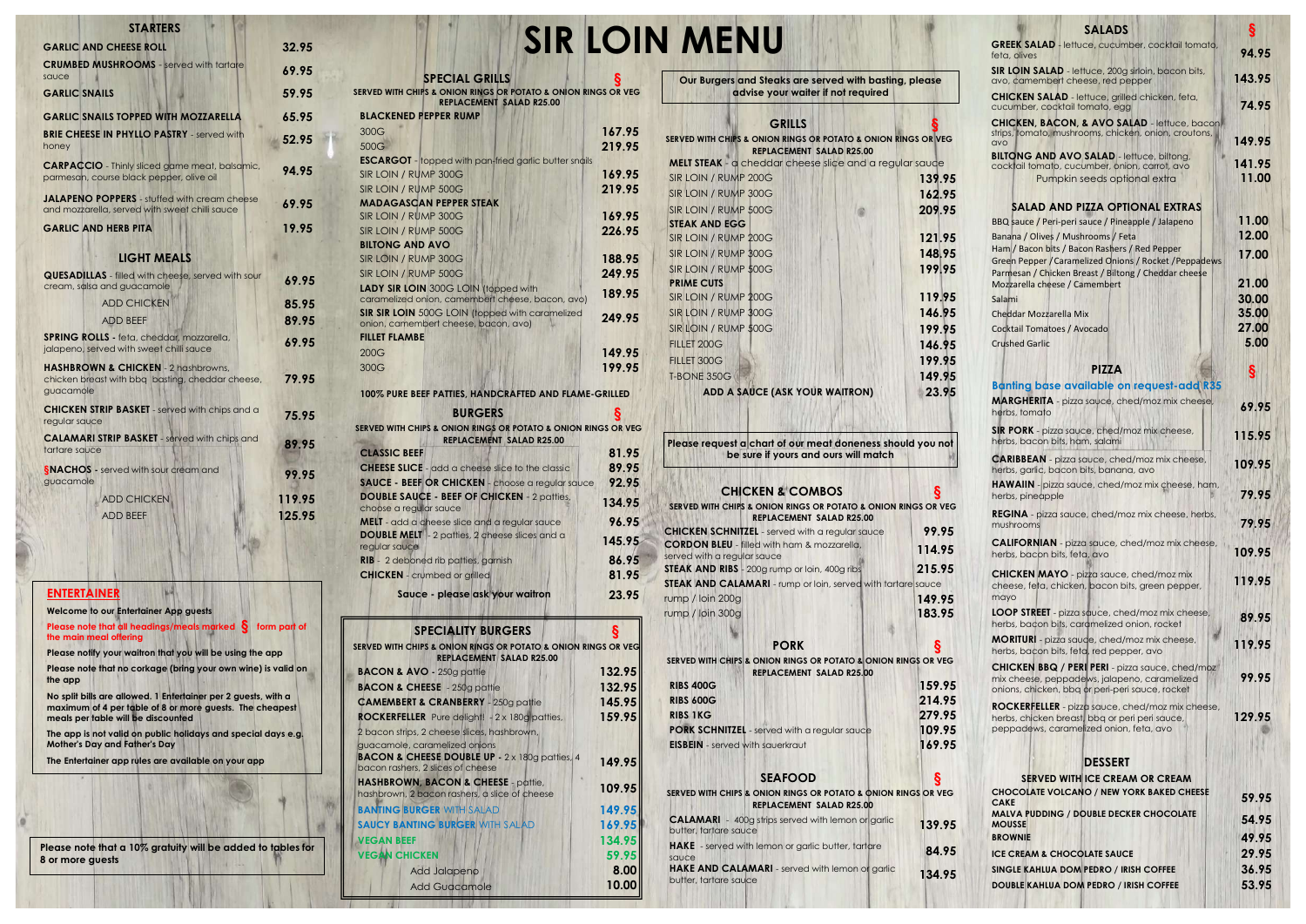# SIR LOIN MENU

## STARTERS

| | |
|---|---|
| **GARLIC AND CHEESE ROLL** | 32.95 |
| **CRUMBED MUSHROOMS** - served with tartare sauce | 69.95 |
| **GARLIC SNAILS** | 59.95 |
| **GARLIC SNAILS TOPPED WITH MOZZARELLA** | 65.95 |
| **BRIE CHEESE IN PHYLLO PASTRY** - served with honey | 52.95 |
| **CARPACCIO** - Thinly sliced game meat, balsamic, parmesan, course black pepper, olive oil | 94.95 |
| **JALAPENO POPPERS** - stuffed with cream cheese and mozzarella, served with sweet chilli sauce | 69.95 |
| **GARLIC AND HERB PITA** | 19.95 |

## LIGHT MEALS

| | |
|---|---|
| **QUESADILLAS** - filled with cheese, served with sour cream, salsa and guacamole | 69.95 |
| ADD CHICKEN | 85.95 |
| ADD BEEF | 89.95 |
| **SPRING ROLLS** - feta, cheddar, mozzarella, jalapeno, served with sweet chilli sauce | 69.95 |
| **HASHBROWN & CHICKEN** - 2 hashbrowns, chicken breast with bbq basting, cheddar cheese, guacamole | 79.95 |
| **CHICKEN STRIP BASKET** - served with chips and a regular sauce | 75.95 |
| **CALAMARI STRIP BASKET** - served with chips and tartare sauce | 89.95 |
| **§NACHOS** - served with sour cream and guacamole | 99.95 |
| ADD CHICKEN | 119.95 |
| ADD BEEF | 125.95 |

## ENTERTAINER

**Welcome to our Entertainer App guests**

**Please note that all headings/meals marked § form part of the main meal offering**

**Please notify your waitron that you will be using the app**

**Please note that no corkage (bring your own wine) is valid on the app**

**No split bills are allowed. 1 Entertainer per 2 guests, with a maximum of 4 per table of 8 or more guests. The cheapest meals per table will be discounted**

**The app is not valid on public holidays and special days e.g. Mother's Day and Father's Day**

**The Entertainer app rules are available on your app**

**Please note that a 10% gratuity will be added to tables for 8 or more guests**

## SPECIAL GRILLS §

SERVED WITH CHIPS & ONION RINGS OR POTATO & ONION RINGS OR VEG
REPLACEMENT SALAD R25.00

| | |
|---|---|
| **BLACKENED PEPPER RUMP** | |
| 300G | 167.95 |
| 500G | 219.95 |
| **ESCARGOT** - topped with pan-fried garlic butter snails | |
| SIR LOIN / RUMP 300G | 169.95 |
| SIR LOIN / RUMP 500G | 219.95 |
| **MADAGASCAN PEPPER STEAK** | |
| SIR LOIN / RUMP 300G | 169.95 |
| SIR LOIN / RUMP 500G | 226.95 |
| **BILTONG AND AVO** | |
| SIR LOIN / RUMP 300G | 188.95 |
| SIR LOIN / RUMP 500G | 249.95 |
| **LADY SIR LOIN** 300G LOIN (topped with caramelized onion, camembert cheese, bacon, avo) | 189.95 |
| **SIR SIR LOIN** 500G LOIN (topped with caramelized onion, camembert cheese, bacon, avo) | 249.95 |
| **FILLET FLAMBE** | |
| 200G | 149.95 |
| 300G | 199.95 |

**100% PURE BEEF PATTIES, HANDCRAFTED AND FLAME-GRILLED**

## BURGERS §

SERVED WITH CHIPS & ONION RINGS OR POTATO & ONION RINGS OR VEG
REPLACEMENT SALAD R25.00

| | |
|---|---|
| **CLASSIC BEEF** | 81.95 |
| **CHEESE SLICE** - add a cheese slice to the classic | 89.95 |
| **SAUCE - BEEF OR CHICKEN** - choose a regular sauce | 92.95 |
| **DOUBLE SAUCE - BEEF OF CHICKEN** - 2 patties, choose a regular sauce | 134.95 |
| **MELT** - add a cheese slice and a regular sauce | 96.95 |
| **DOUBLE MELT** - 2 patties, 2 cheese slices and a regular sauce | 145.95 |
| **RIB** - 2 deboned rib patties, garnish | 86.95 |
| **CHICKEN** - crumbed or grilled | 81.95 |
| **Sauce - please ask your waitron** | 23.95 |

## SPECIALITY BURGERS §

SERVED WITH CHIPS & ONION RINGS OR POTATO & ONION RINGS OR VEG
REPLACEMENT SALAD R25.00

| | |
|---|---|
| **BACON & AVO** - 250g pattie | 132.95 |
| **BACON & CHEESE** - 250g pattie | 132.95 |
| **CAMEMBERT & CRANBERRY** - 250g pattie | 145.95 |
| **ROCKERFELLER** Pure delight! - 2 x 180g patties, 2 bacon strips, 2 cheese slices, hashbrown, guacamole, caramelized onions | 159.95 |
| **BACON & CHEESE DOUBLE UP** - 2 x 180g patties, 4 bacon rashers, 2 slices of cheese | 149.95 |
| **HASHBROWN, BACON & CHEESE** - pattie, hashbrown, 2 bacon rashers, a slice of cheese | 109.95 |
| **BANTING BURGER** WITH SALAD | 149.95 |
| **SAUCY BANTING BURGER** WITH SALAD | 169.95 |
| **VEGAN BEEF** | 134.95 |
| **VEGAN CHICKEN** | 59.95 |
| Add Jalapeno | 8.00 |
| Add Guacamole | 10.00 |

**Our Burgers and Steaks are served with basting, please advise your waiter if not required**

## GRILLS §

SERVED WITH CHIPS & ONION RINGS OR POTATO & ONION RINGS OR VEG
REPLACEMENT SALAD R25.00

| | |
|---|---|
| **MELT STEAK** - a cheddar cheese slice and a regular sauce | |
| SIR LOIN / RUMP 200G | 139.95 |
| SIR LOIN / RUMP 300G | 162.95 |
| SIR LOIN / RUMP 500G | 209.95 |
| **STEAK AND EGG** | |
| SIR LOIN / RUMP 200G | 121.95 |
| SIR LOIN / RUMP 300G | 148.95 |
| SIR LOIN / RUMP 500G | 199.95 |
| **PRIME CUTS** | |
| SIR LOIN / RUMP 200G | 119.95 |
| SIR LOIN / RUMP 300G | 146.95 |
| SIR LOIN / RUMP 500G | 199.95 |
| FILLET 200G | 146.95 |
| FILLET 300G | 199.95 |
| T-BONE 350G | 149.95 |
| **ADD A SAUCE (ASK YOUR WAITRON)** | 23.95 |

**Please request a chart of our meat doneness should you not be sure if yours and ours will match**

## CHICKEN & COMBOS §

SERVED WITH CHIPS & ONION RINGS OR POTATO & ONION RINGS OR VEG
REPLACEMENT SALAD R25.00

| | |
|---|---|
| **CHICKEN SCHNITZEL** - served with a regular sauce | 99.95 |
| **CORDON BLEU** - filled with ham & mozzarella, served with a regular sauce | 114.95 |
| **STEAK AND RIBS** - 200g rump or loin, 400g ribs | 215.95 |
| **STEAK AND CALAMARI** - rump or loin, served with tartare sauce | |
| rump / loin 200g | 149.95 |
| rump / loin 300g | 183.95 |

## PORK §

SERVED WITH CHIPS & ONION RINGS OR POTATO & ONION RINGS OR VEG
REPLACEMENT SALAD R25.00

| | |
|---|---|
| **RIBS 400G** | 159.95 |
| **RIBS 600G** | 214.95 |
| **RIBS 1KG** | 279.95 |
| **PORK SCHNITZEL** - served with a regular sauce | 109.95 |
| **EISBEIN** - served with sauerkraut | 169.95 |

## SEAFOOD §

SERVED WITH CHIPS & ONION RINGS OR POTATO & ONION RINGS OR VEG
REPLACEMENT SALAD R25.00

| | |
|---|---|
| **CALAMARI** - 400g strips served with lemon or garlic butter, tartare sauce | 139.95 |
| **HAKE** - served with lemon or garlic butter, tartare sauce | 84.95 |
| **HAKE AND CALAMARI** - served with lemon or garlic butter, tartare sauce | 134.95 |

## SALADS §

| | |
|---|---|
| **GREEK SALAD** - lettuce, cucumber, cocktail tomato, feta, olives | 94.95 |
| **SIR LOIN SALAD** - lettuce, 200g sirloin, bacon bits, avo, camembert cheese, red pepper | 143.95 |
| **CHICKEN SALAD** - lettuce, grilled chicken, feta, cucumber, cocktail tomato, egg | 74.95 |
| **CHICKEN, BACON, & AVO SALAD** - lettuce, bacon strips, tomato, mushrooms, chicken, onion, croutons, avo | 149.95 |
| **BILTONG AND AVO SALAD** - lettuce, biltong, cocktail tomato, cucumber, onion, carrot, avo | 141.95 |
| Pumpkin seeds optional extra | 11.00 |

## SALAD AND PIZZA OPTIONAL EXTRAS

| | |
|---|---|
| BBQ sauce / Peri-peri sauce / Pineapple / Jalapeno | 11.00 |
| Banana / Olives / Mushrooms / Feta | 12.00 |
| Ham / Bacon bits / Bacon Rashers / Red Pepper Green Pepper / Caramelized Onions / Rocket / Peppadews | 17.00 |
| Parmesan / Chicken Breast / Biltong / Cheddar cheese Mozzarella cheese / Camembert | 21.00 |
| Salami | 30.00 |
| Cheddar Mozzarella Mix | 35.00 |
| Cocktail Tomatoes / Avocado | 27.00 |
| Crushed Garlic | 5.00 |

## PIZZA §

Banting base available on request-add R35

| | |
|---|---|
| **MARGHERITA** - pizza sauce, ched/moz mix cheese, herbs, tomato | 69.95 |
| **SIR PORK** - pizza sauce, ched/moz mix cheese, herbs, bacon bits, ham, salami | 115.95 |
| **CARIBBEAN** - pizza sauce, ched/moz mix cheese, herbs, garlic, bacon bits, banana, avo | 109.95 |
| **HAWAIIN** - pizza sauce, ched/moz mix cheese, ham, herbs, pineapple | 79.95 |
| **REGINA** - pizza sauce, ched/moz mix cheese, herbs, mushrooms | 79.95 |
| **CALIFORNIAN** - pizza sauce, ched/moz mix cheese, herbs, bacon bits, feta, avo | 109.95 |
| **CHICKEN MAYO** - pizza sauce, ched/moz mix cheese, feta, chicken, bacon bits, green pepper, mayo | 119.95 |
| **LOOP STREET** - pizza sauce, ched/moz mix cheese, herbs, bacon bits, caramelized onion, rocket | 89.95 |
| **MORITURI** - pizza sauce, ched/moz mix cheese, herbs, bacon bits, feta, red pepper, avo | 119.95 |
| **CHICKEN BBQ / PERI PERI** - pizza sauce, ched/moz mix cheese, peppadews, jalapeno, caramelized onions, chicken, bbq or peri-peri sauce, rocket | 99.95 |
| **ROCKERFELLER** - pizza sauce, ched/moz mix cheese, herbs, chicken breast, bbq or peri peri sauce, peppadews, caramelized onion, feta, avo | 129.95 |

## DESSERT

**SERVED WITH ICE CREAM OR CREAM**

| | |
|---|---|
| **CHOCOLATE VOLCANO / NEW YORK BAKED CHEESE CAKE** | 59.95 |
| **MALVA PUDDING / DOUBLE DECKER CHOCOLATE MOUSSE** | 54.95 |
| **BROWNIE** | 49.95 |
| **ICE CREAM & CHOCOLATE SAUCE** | 29.95 |
| **SINGLE KAHLUA DOM PEDRO / IRISH COFFEE** | 36.95 |
| **DOUBLE KAHLUA DOM PEDRO / IRISH COFFEE** | 53.95 |